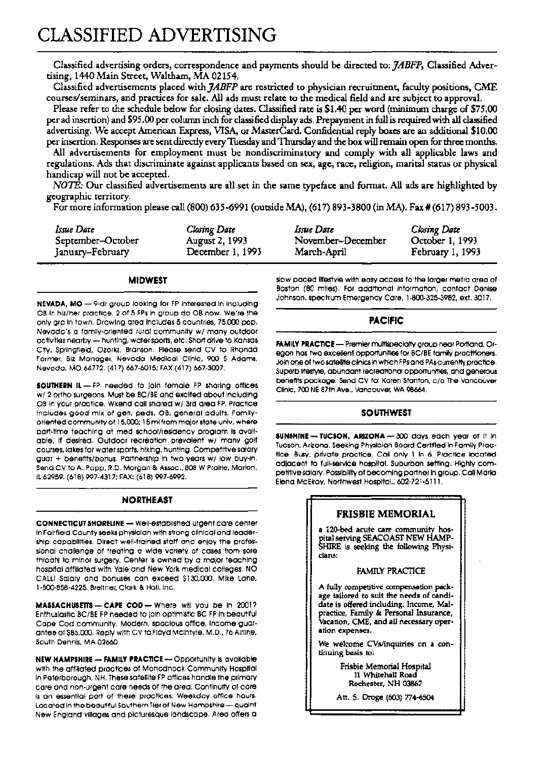# CLASSIFIED ADVERTISING

Classified advertising orders, correspondence and payments should be directed to: *JABFP*, Classified Advertising, 1440 Main Street, Waltham, MA 02154.

Classified advertisements placed with *JABFP* are restricted to physician recruitment, faculty positions, CME courses/seminars, and practices for sale. All ads must relate to the medical field and are subject to approval.

Please refer to the schedule below for closing dates. Classified rate is $1.40 per word (minimum charge of $75.00 per ad insertion) and $95.00 per column inch for classified display ads. Prepayment in full is required with all classified advertising. We accept American Express, VISA, or MasterCard. Confidential reply boxes are an additional $10.00 per insertion. Responses are sent directly every Tuesday and Thursday and the box will remain open for three months.

All advertisements for employment must be nondiscriminatory and comply with all applicable laws and regulations. Ads that discriminate against applicants based on sex, age, race, religion, marital status or physical handicap will not be accepted.

*NOTE:* Our classified advertisements are all set in the same typeface and format. All ads are highlighted by geographic territory.

For more information please call (800) 635-6991 (outside MA), (617) 893-3800 (in MA). Fax # (617) 893-5003.

| *Issue Date* | *Closing Date* | *Issue Date* | *Closing Date* |
|---|---|---|---|
| September–October | August 2, 1993 | November–December | October 1, 1993 |
| January–February | December 1, 1993 | March-April | February 1, 1993 |

## MIDWEST

**NEVADA, MO** — 9-dr group looking for FP interested in including OB in his/her practice. 2 of 5 FPs in group do OB now. We're the only grp in town. Drawing area includes 5 countries, 75,000 pop. Nevada's a family-oriented rural community w/ many outdoor activities nearby — hunting, water sports, etc. Short drive to Kansas City, Springfield, Ozarks, Branson. Please send CV to Rhonda Farmer, Biz Manager, Nevada Medical Clinic, 900 S Adams, Nevada, MO 64772. (417) 667-6015; FAX (417) 667-3007.

**SOUTHERN IL** — FP needed to join female FP sharing offices w/ 2 ortho surgeons. Must be BC/BE and excited about including OB in your practice. Wkend call shared w/ 3rd area FP. Practice includes good mix of geri, peds, OB, general adults. Family-oriented community of 15,000; 15 mi from major state univ, where part-time teaching at med school/residency program is available, if desired. Outdoor recreation prevalent w/ many golf courses, lakes for water sports, hiking, hunting. Competitive salary guar + benefits/bonus. Partnership in two years w/ low buy-in. Send CV to A. Popp, R.D. Morgan & Assoc., 808 W Prairie, Marion, IL 62959. (618) 997-4317; FAX: (618) 997-6992.

## NORTHEAST

**CONNECTICUT SHORELINE** — Well-established urgent care center in Fairfield County seeks physician with strong clinical and leadership capabilities. Direct well-trained staff and enjoy the professional challenge of treating a wide variety of cases from sore throats to minor surgery. Center is owned by a major teaching hospital affiliated with Yale and New York medical colleges. NO CALL! Salary and bonuses can exceed $130,000. Mike Lane, 1-800-858-4225. Breitner, Clark & Hall, Inc.

**MASSACHUSETTS — CAPE COD** — Where will you be in 2001? Enthusiastic BC/BE FP needed to join optimistic BC FP in beautiful Cape Cod community. Modern, spacious office. Income guarantee of $85,000. Reply with CV to Floyd McIntyre, M.D., 76 Airline, South Dennis, MA 02660.

**NEW HAMPSHIRE — FAMILY PRACTICE** — Opportunity is available with the affiliated practices of Monadnock Community Hospital in Peterborough, NH. These satellite FP offices handle the primary care and non-urgent care needs of the area. Continuity of care is an essential part of these practices. Weekday office hours. Located in the beautiful Southern Tier of New Hampshire — quaint New England villages and picturesque landscape. Area offers a slow paced lifestyle with easy access to the larger metro area of Boston (80 miles). For additional information, contact Denise Johnson, Spectrum Emergency Care, 1-800-325-3982, ext. 3017.

## PACIFIC

**FAMILY PRACTICE** — Premier multispecialty group near Portland, Oregon has two excellent opportunities for BC/BE family practitioners. Join one of two satellite clinics in which FPs and PAs currently practice. Superb lifestyle, abundant recreational opportunities, and generous benefits package. Send CV to: Karen Stanton, c/o The Vancouver Clinic, 700 NE 87th Ave., Vancouver, WA 98664.

## SOUTHWEST

**SUNSHINE — TUCSON, ARIZONA** — 300 days each year of it in Tucson, Arizona. Seeking Physician Board Certified in Family Practice. Busy, private practice. Call only 1 in 6. Practice located adjacent to full-service hospital. Suburban setting. Highly competitive salary. Possibility of becoming partner in group. Call Maria Elena McElroy, Northwest Hospital., 602-721-5111.

---

### FRISBIE MEMORIAL

a 120-bed acute care community hospital serving SEACOAST NEW HAMPSHIRE is seeking the following Physicians:

FAMILY PRACTICE

A fully competitive compensation package tailored to suit the needs of candidate is offered including: Income, Malpractice, Family & Personal Insurance, Vacation, CME, and all necessary operation expenses.

We welcome CVs/inquiries on a continuing basis to:

Frisbie Memorial Hospital
11 Whitehall Road
Rochester, NH 03867

Att. S. Droge (603) 774-6504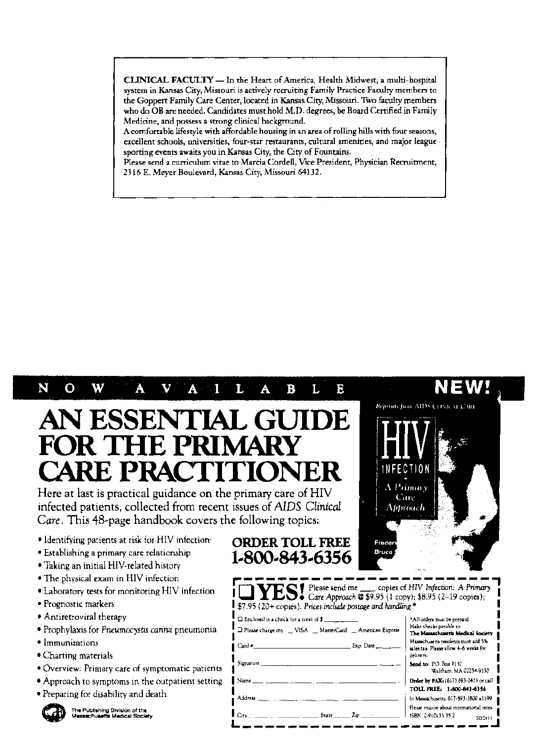**CLINICAL FACULTY** — In the Heart of America, Health Midwest, a multi-hospital system in Kansas City, Missouri is actively recruiting Family Practice Faculty members to the Goppert Family Care Center, located in Kansas City, Missouri. Two faculty members who do OB are needed. Candidates must hold M.D. degrees, be Board Certified in Family Medicine, and possess a strong clinical background.

A comfortable lifestyle with affordable housing in an area of rolling hills with four seasons, excellent schools, universities, four-star restaurants, cultural amenities, and major league sporting events awaits you in Kansas City, the City of Fountains.

Please send a curriculum vitae to Marcia Cordell, Vice President, Physician Recruitment, 2316 E. Meyer Boulevard, Kansas City, Missouri 64132.

---

**NOW AVAILABLE** **NEW!**

# AN ESSENTIAL GUIDE FOR THE PRIMARY CARE PRACTITIONER

Here at last is practical guidance on the primary care of HIV infected patients, collected from recent issues of *AIDS Clinical Care*. This 48-page handbook covers the following topics:

- Identifying patients at risk for HIV infection
- Establishing a primary care relationship
- Taking an initial HIV-related history
- The physical exam in HIV infection
- Laboratory tests for monitoring HIV infection
- Prognostic markers
- Antiretroviral therapy
- Prophylaxis for *Pneumocystis carinii* pneumonia
- Immunizations
- Charting materials
- Overview: Primary care of symptomatic patients
- Approach to symptoms in the outpatient setting
- Preparing for disability and death

The Publishing Division of the Massachusetts Medical Society

Reprints from AIDS CLINICAL CARE

HIV INFECTION — A Primary Care Approach

**ORDER TOLL FREE 1-800-843-6356**

**❑ YES!** Please send me ____ copies of *HIV Infection: A Primary Care Approach* @ $9.95 (1 copy); $8.95 (2–19 copies); $7.95 (20+ copies). *Prices include postage and handling.**

☐ Enclosed is a check for a total of $ __________

☐ Please charge my __ VISA __ MasterCard __ American Express

Card # ____________________ Exp. Date ______

Signature ____________________

Name ____________________

Address ____________________

City __________ State ______ Zip ______

*All orders must be prepaid. Make checks payable to: **The Massachusetts Medical Society**. Massachusetts residents must add 5% sales tax. Please allow 4–6 weeks for delivery.

**Send to:** P.O. Box 9130, Waltham, MA 02254-9130

**Order by FAX:** (617) 893-0413 or call **TOLL FREE: 1-800-843-6356**

In Massachusetts: 617-893-3800 x1199

Please inquire about international rates.

ISBN: 0-910133-35-2

SBOH1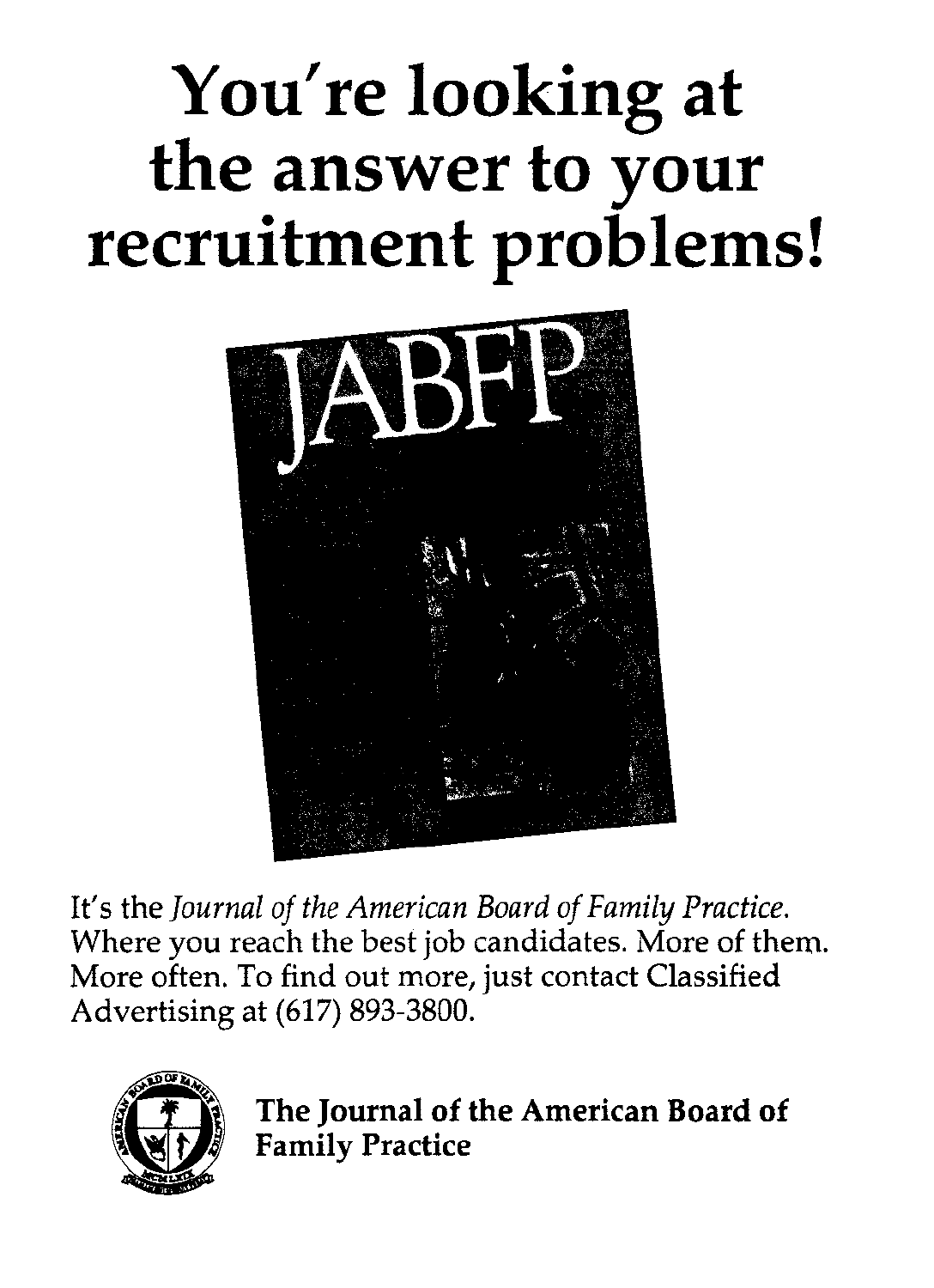# You're looking at the answer to your recruitment problems!

JABFP

It's the *Journal of the American Board of Family Practice*. Where you reach the best job candidates. More of them. More often. To find out more, just contact Classified Advertising at (617) 893-3800.

**The Journal of the American Board of Family Practice**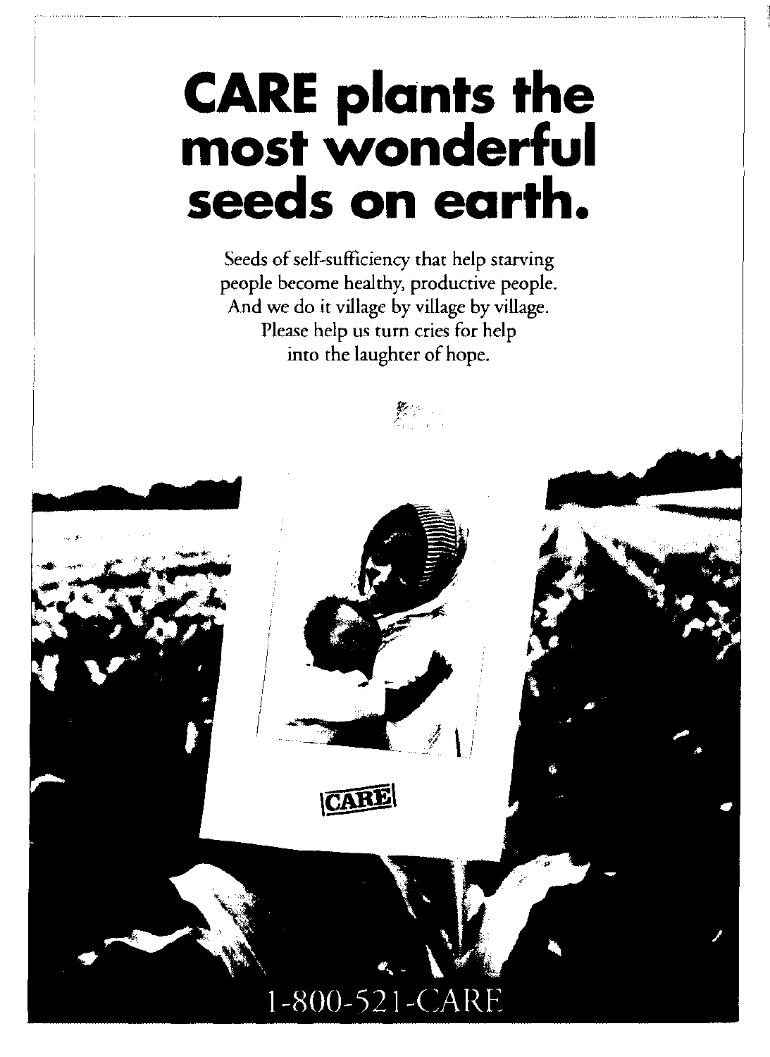# CARE plants the most wonderful seeds on earth.

Seeds of self-sufficiency that help starving people become healthy, productive people. And we do it village by village by village. Please help us turn cries for help into the laughter of hope.

CARE

1-800-521-CARE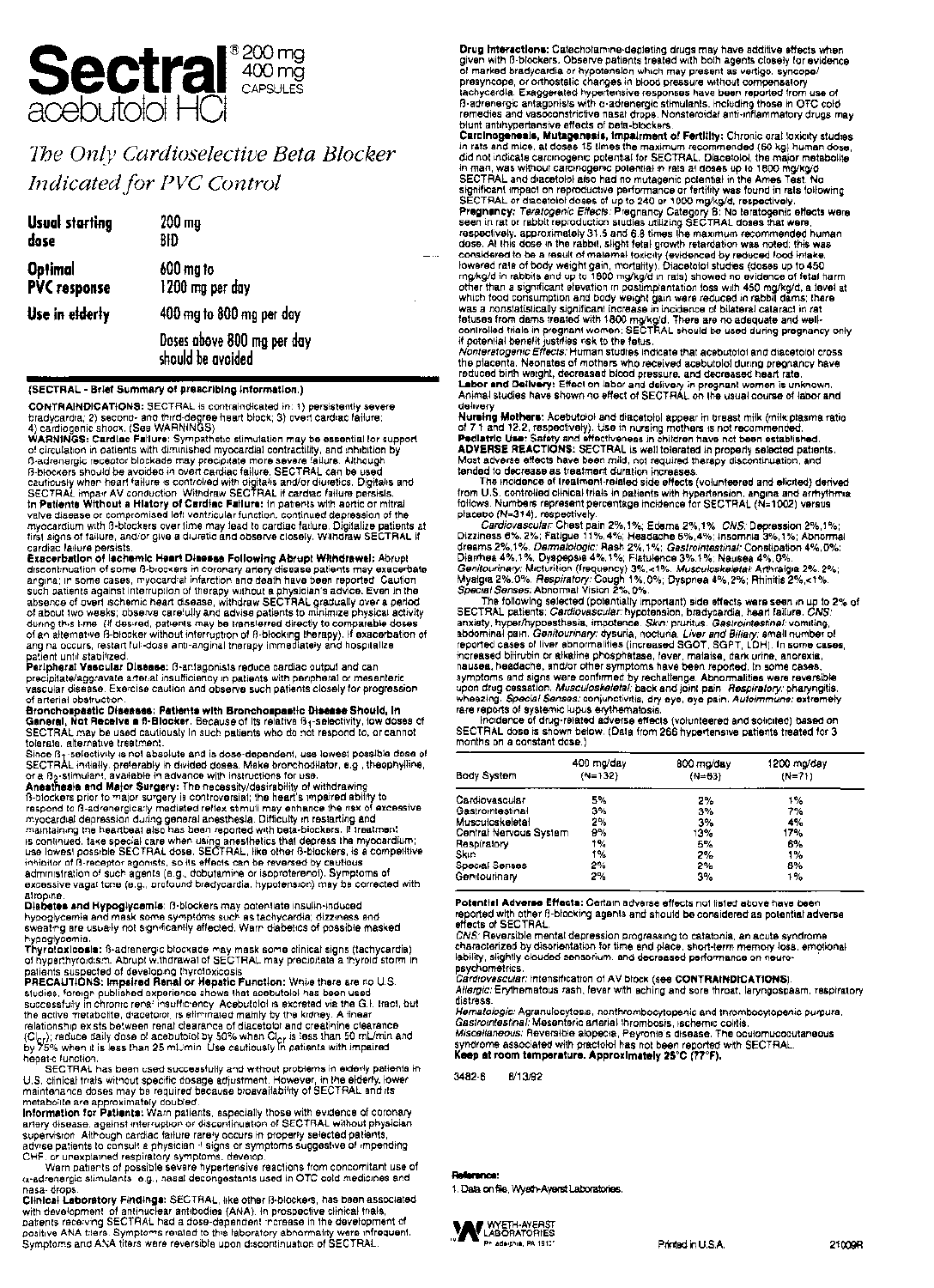# Sectral® 200 mg 400 mg CAPSULES

## acebutolol HCl

*The Only Cardioselective Beta Blocker Indicated for PVC Control*

| | |
|---|---|
| **Usual starting dose** | 200 mg BID |
| **Optimal PVC response** | 600 mg to 1200 mg per day |
| **Use in elderly** | 400 mg to 800 mg per day |
| | Doses above 800 mg per day should be avoided |

**(SECTRAL - Brief Summary of prescribing information.)**

**CONTRAINDICATIONS:** SECTRAL is contraindicated in: 1) persistently severe bradycardia; 2) second- and third-degree heart block; 3) overt cardiac failure; 4) cardiogenic shock. (See WARNINGS)

**WARNINGS: Cardiac Failure:** Sympathetic stimulation may be essential for support of circulation in patients with diminished myocardial contractility, and inhibition by ß-adrenergic receptor blockade may precipitate more severe failure. Although ß-blockers should be avoided in overt cardiac failure, SECTRAL can be used cautiously when heart failure is controlled with digitalis and/or diuretics. Digitalis and SECTRAL impair AV conduction. Withdraw SECTRAL if cardiac failure persists.

**In Patients Without a History of Cardiac Failure:** In patients with aortic or mitral valve disease or compromised left ventricular function, continued depression of the myocardium with ß-blockers over time may lead to cardiac failure. Digitalize patients at first signs of failure, and/or give a diuretic and observe closely. Withdraw SECTRAL if cardiac failure persists.

**Exacerbation of Ischemic Heart Disease Following Abrupt Withdrawal:** Abrupt discontinuation of some ß-blockers in coronary artery disease patients may exacerbate angina; in some cases, myocardial infarction and death have been reported. Caution such patients against interruption of therapy without a physician's advice. Even in the absence of overt ischemic heart disease, withdraw SECTRAL gradually over a period of about two weeks; observe carefully and advise patients to minimize physical activity during this time. (If desired, patients may be transferred directly to comparable doses of an alternative ß-blocker without interruption of ß-blocking therapy). If exacerbation of angina occurs, restart full-dose anti-anginal therapy immediately and hospitalize patient until stabilized.

**Peripheral Vascular Disease:** ß-antagonists reduce cardiac output and can precipitate/aggravate arterial insufficiency in patients with peripheral or mesenteric vascular disease. Exercise caution and observe such patients closely for progression of arterial obstruction.

**Bronchospastic Diseases: Patients with Bronchospastic Disease Should, In General, Not Receive a ß-Blocker.** Because of its relative $\beta_1$-selectivity, low doses of SECTRAL may be used cautiously in such patients who do not respond to, or cannot tolerate, alternative treatment.

Since $\beta_1$-selectivity is not absolute and is dose-dependent, use lowest possible dose of SECTRAL initially, preferably in divided doses. Make bronchodilator, e.g., theophylline, or a $\beta_2$-stimulant, available in advance with instructions for use.

**Anesthesia and Major Surgery:** The necessity/desirability of withdrawing ß-blockers prior to major surgery is controversial; the heart's impaired ability to respond to ß-adrenergically mediated reflex stimuli may enhance the risk of excessive myocardial depression during general anesthesia. Difficulty in restarting and maintaining the heartbeat also has been reported with beta-blockers. If treatment is continued, take special care when using anesthetics that depress the myocardium; use lowest possible SECTRAL dose. SECTRAL, like other ß-blockers, is a competitive inhibitor of ß-receptor agonists, so its effects can be reversed by cautious administration of such agents (e.g., dobutamine or isoproterenol). Symptoms of excessive vagal tone (e.g., profound bradycardia, hypotension) may be corrected with atropine.

**Diabetes and Hypoglycemia:** ß-blockers may potentiate insulin-induced hypoglycemia and mask some symptoms such as tachycardia; dizziness and sweating are usually not significantly affected. Warn diabetics of possible masked hypoglycemia.

**Thyrotoxicosis:** ß-adrenergic blockade may mask some clinical signs (tachycardia) of hyperthyroidism. Abrupt withdrawal of SECTRAL may precipitate a thyroid storm in patients suspected of developing thyrotoxicosis.

**PRECAUTIONS: Impaired Renal or Hepatic Function:** While there are no U.S. studies, foreign published experience shows that acebutolol has been used successfully in chronic renal insufficiency. Acebutolol is excreted via the G.I. tract, but the active metabolite, diacetolol, is eliminated mainly by the kidney. A linear relationship exists between renal clearance of diacetolol and creatinine clearance ($Cl_{cr}$); reduce daily dose of acebutolol by 50% when $Cl_{cr}$ is less than 50 mL/min and by 75% when it is less than 25 mL/min. Use cautiously in patients with impaired hepatic function.

SECTRAL has been used successfully and without problems in elderly patients in U.S. clinical trials without specific dosage adjustment. However, in the elderly, lower maintenance doses may be required because bioavailability of SECTRAL and its metabolite are approximately doubled.

**Information for Patients:** Warn patients, especially those with evidence of coronary artery disease, against interruption or discontinuation of SECTRAL without physician supervision. Although cardiac failure rarely occurs in properly selected patients, advise patients to consult a physician if signs or symptoms suggestive of impending CHF, or unexplained respiratory symptoms, develop.

Warn patients of possible severe hypertensive reactions from concomitant use of α-adrenergic stimulants, e.g., nasal decongestants used in OTC cold medicines and nasal drops.

**Clinical Laboratory Findings:** SECTRAL, like other ß-blockers, has been associated with development of antinuclear antibodies (ANA). In prospective clinical trials, patients receiving SECTRAL had a dose-dependent increase in the development of positive ANA titers. Symptoms related to the laboratory abnormality were infrequent. Symptoms and ANA titers were reversible upon discontinuation of SECTRAL.

**Drug Interactions:** Catecholamine-depleting drugs may have additive effects when given with ß-blockers. Observe patients treated with both agents closely for evidence of marked bradycardia or hypotension which may present as vertigo, syncope/presyncope, or orthostatic changes in blood pressure without compensatory tachycardia. Exaggerated hypertensive responses have been reported from use of ß-adrenergic antagonists with α-adrenergic stimulants, including those in OTC cold remedies and vasoconstrictive nasal drops. Nonsteroidal anti-inflammatory drugs may blunt antihypertensive effects of beta-blockers.

**Carcinogenesis, Mutagenesis, Impairment of Fertility:** Chronic oral toxicity studies in rats and mice, at doses 15 times the maximum recommended (60 kg) human dose, did not indicate carcinogenic potential for SECTRAL. Diacetolol, the major metabolite in man, was without carcinogenic potential in rats at doses up to 1800 mg/kg/d. SECTRAL and diacetolol also had no mutagenic potential in the Ames Test. No significant impact on reproductive performance or fertility was found in rats following SECTRAL or diacetolol doses of up to 240 or 1000 mg/kg/d, respectively.

**Pregnancy:** *Teratogenic Effects:* Pregnancy Category B: No teratogenic effects were seen in rat or rabbit reproduction studies utilizing SECTRAL doses that were, respectively, approximately 31.5 and 6.8 times the maximum recommended human dose. At this dose in the rabbit, slight fetal growth retardation was noted; this was considered to be a result of maternal toxicity (evidenced by reduced food intake, lowered rate of body weight gain, mortality). Diacetolol studies (doses up to 450 mg/kg/d in rabbits and up to 1800 mg/kg/d in rats) showed no evidence of fetal harm other than a significant elevation in postimplantation loss with 450 mg/kg/d, a level at which food consumption and body weight gain were reduced in rabbit dams; there was a nonstatistically significant increase in incidence of bilateral cataract in rat fetuses from dams treated with 1800 mg/kg/d. There are no adequate and well-controlled trials in pregnant women; SECTRAL should be used during pregnancy only if potential benefit justifies risk to the fetus.

*Nonteratogenic Effects:* Human studies indicate that acebutolol and diacetolol cross the placenta. Neonates of mothers who received acebutolol during pregnancy have reduced birth weight, decreased blood pressure, and decreased heart rate.

**Labor and Delivery:** Effect on labor and delivery in pregnant women is unknown. Animal studies have shown no effect of SECTRAL on the usual course of labor and delivery.

**Nursing Mothers:** Acebutolol and diacetolol appear in breast milk (milk:plasma ratio of 7.1 and 12.2, respectively). Use in nursing mothers is not recommended.

**Pediatric Use:** Safety and effectiveness in children have not been established.

**ADVERSE REACTIONS:** SECTRAL is well tolerated in properly selected patients. Most adverse effects have been mild, not required therapy discontinuation, and tended to decrease as treatment duration increases.

The incidence of treatment-related side effects (volunteered and elicited) derived from U.S. controlled clinical trials in patients with hypertension, angina and arrhythmia follows. Numbers represent percentage incidence for SECTRAL (N=1002) versus placebo (N=314), respectively.

*Cardiovascular:* Chest pain 2%,1%; Edema 2%,1% *CNS:* Depression 2%,1%; Dizziness 6%, 2%; Fatigue 11%, 4%; Headache 6%,4%; Insomnia 3%,1%; Abnormal dreams 2%,1%. *Dermatologic:* Rash 2%,1%; *Gastrointestinal:* Constipation 4%,0%; Diarrhea 4%,1%; Dyspepsia 4%,1%; Flatulence 3%,1%; Nausea 4%,0%. *Genitourinary:* Micturition (frequency) 3%,<1%. *Musculoskeletal:* Arthralgia 2%, 2%; Myalgia 2%,0%. *Respiratory:* Cough 1%,0%; Dyspnea 4%,2%; Rhinitis 2%,<1%. *Special Senses:* Abnormal Vision 2%,0%.

The following selected (potentially important) side effects were seen in up to 2% of SECTRAL patients: *Cardiovascular:* hypotension, bradycardia, heart failure. *CNS:* anxiety, hyper/hypoesthesia, impotence. *Skin:* pruritus. *Gastrointestinal:* vomiting, abdominal pain. *Genitourinary:* dysuria, nocturia. *Liver and Biliary:* small number of reported cases of liver abnormalities (increased SGOT, SGPT, LDH). In some cases, increased bilirubin or alkaline phosphatase, fever, malaise, dark urine, anorexia, nausea, headache, and/or other symptoms have been reported. In some cases, symptoms and signs were confirmed by rechallenge. Abnormalities were reversible upon drug cessation. *Musculoskeletal:* back and joint pain. *Respiratory:* pharyngitis, wheezing. *Special Senses:* conjunctivitis, dry eye, eye pain. *Autoimmune:* extremely rare reports of systemic lupus erythematosis.

Incidence of drug-related adverse effects (volunteered and solicited) based on SECTRAL dose is shown below. (Data from 266 hypertensive patients treated for 3 months on a constant dose.)

| Body System | 400 mg/day (N=132) | 800 mg/day (N=63) | 1200 mg/day (N=71) |
|---|---|---|---|
| Cardiovascular | 5% | 2% | 1% |
| Gastrointestinal | 3% | 3% | 7% |
| Musculoskeletal | 2% | 3% | 4% |
| Central Nervous System | 9% | 13% | 17% |
| Respiratory | 1% | 5% | 6% |
| Skin | 1% | 2% | 1% |
| Special Senses | 2% | 2% | 6% |
| Genitourinary | 2% | 3% | 1% |

**Potential Adverse Effects:** Certain adverse effects not listed above have been reported with other ß-blocking agents and should be considered as potential adverse effects of SECTRAL.

*CNS:* Reversible mental depression progressing to catatonia, an acute syndrome characterized by disorientation for time and place, short-term memory loss, emotional lability, slightly clouded sensorium, and decreased performance on neuro-psychometrics.

*Cardiovascular:* Intensification of AV block (see **CONTRAINDICATIONS**).

*Allergic:* Erythematous rash, fever with aching and sore throat, laryngospasm, respiratory distress.

*Hematologic:* Agranulocytosis, nonthrombocytopenic and thrombocytopenic purpura.

*Gastrointestinal:* Mesenteric arterial thrombosis, ischemic colitis.

*Miscellaneous:* Reversible alopecia, Peyronie's disease. The oculomucocutaneous syndrome associated with practolol has not been reported with SECTRAL.

**Keep at room temperature. Approximately 25°C (77°F).**

3482-6 8/13/92

**Reference:**

1. Data on file, Wyeth-Ayerst Laboratories.

WYETH-AYERST LABORATORIES
Philadelphia, PA 19101

Printed in U.S.A. 21009R